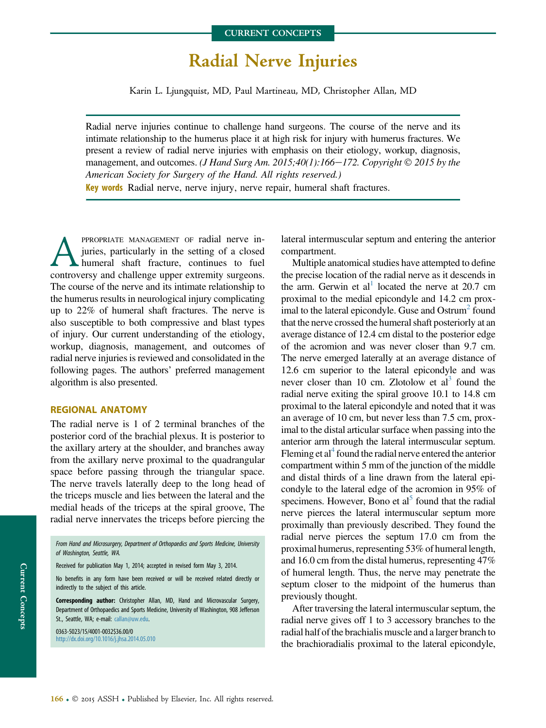CURRENT CONCEPTS

# Radial Nerve Injuries

Karin L. Ljungquist, MD, Paul Martineau, MD, Christopher Allan, MD

Radial nerve injuries continue to challenge hand surgeons. The course of the nerve and its intimate relationship to the humerus place it at high risk for injury with humerus fractures. We present a review of radial nerve injuries with emphasis on their etiology, workup, diagnosis, management, and outcomes. *(J Hand Surg Am. 2015;40(1):166−172. Copyright © 2015 by the American Society for Surgery of the Hand. All rights reserved.)*

**Key words** Radial nerve, nerve injury, nerve repair, humeral shaft fractures.

Appropriate management of radial nerve injuries, particularly in the setting of a closed humeral shaft fracture, continues to fuel controversy and challenge upper extremity surgeons. The course of the nerve and its intimate relationship to the humerus results in neurological injury complicating up to 22% of humeral shaft fractures. The nerve is also susceptible to both compressive and blast types of injury. Our current understanding of the etiology, workup, diagnosis, management, and outcomes of radial nerve injuries is reviewed and consolidated in the following pages. The authors' preferred management algorithm is also presented.

## REGIONAL ANATOMY

The radial nerve is 1 of 2 terminal branches of the posterior cord of the brachial plexus. It is posterior to the axillary artery at the shoulder, and branches away from the axillary nerve proximal to the quadrangular space before passing through the triangular space. The nerve travels laterally deep to the long head of the triceps muscle and lies between the lateral and the medial heads of the triceps at the spiral groove, The radial nerve innervates the triceps before piercing the lateral intermuscular septum and entering the anterior compartment.

Multiple anatomical studies have attempted to define the precise location of the radial nerve as it descends in the arm. Gerwin et al[1] located the nerve at 20.7 cm proximal to the medial epicondyle and 14.2 cm proximal to the lateral epicondyle. Guse and Ostrum[2] found that the nerve crossed the humeral shaft posteriorly at an average distance of 12.4 cm distal to the posterior edge of the acromion and was never closer than 9.7 cm. The nerve emerged laterally at an average distance of 12.6 cm superior to the lateral epicondyle and was never closer than 10 cm. Zlotolow et al[3] found the radial nerve exiting the spiral groove 10.1 to 14.8 cm proximal to the lateral epicondyle and noted that it was an average of 10 cm, but never less than 7.5 cm, proximal to the distal articular surface when passing into the anterior arm through the lateral intermuscular septum. Fleming et al[4] found the radial nerve entered the anterior compartment within 5 mm of the junction of the middle and distal thirds of a line drawn from the lateral epicondyle to the lateral edge of the acromion in 95% of specimens. However, Bono et al[5] found that the radial nerve pierces the lateral intermuscular septum more proximally than previously described. They found the radial nerve pierces the septum 17.0 cm from the proximal humerus, representing 53% of humeral length, and 16.0 cm from the distal humerus, representing 47% of humeral length. Thus, the nerve may penetrate the septum closer to the midpoint of the humerus than previously thought.

After traversing the lateral intermuscular septum, the radial nerve gives off 1 to 3 accessory branches to the radial half of the brachialis muscle and a larger branch to the brachioradialis proximal to the lateral epicondyle,

From Hand and Microsurgery, Department of Orthopaedics and Sports Medicine, University of Washington, Seattle, WA.

Received for publication May 1, 2014; accepted in revised form May 3, 2014.

No benefits in any form have been received or will be received related directly or indirectly to the subject of this article.

**Corresponding author:** Christopher Allan, MD, Hand and Microvascular Surgery, Department of Orthopaedics and Sports Medicine, University of Washington, 908 Jefferson St., Seattle, WA; e-mail: callan@uw.edu.

0363-5023/15/4001-0032$36.00/0
http://dx.doi.org/10.1016/j.jhsa.2014.05.010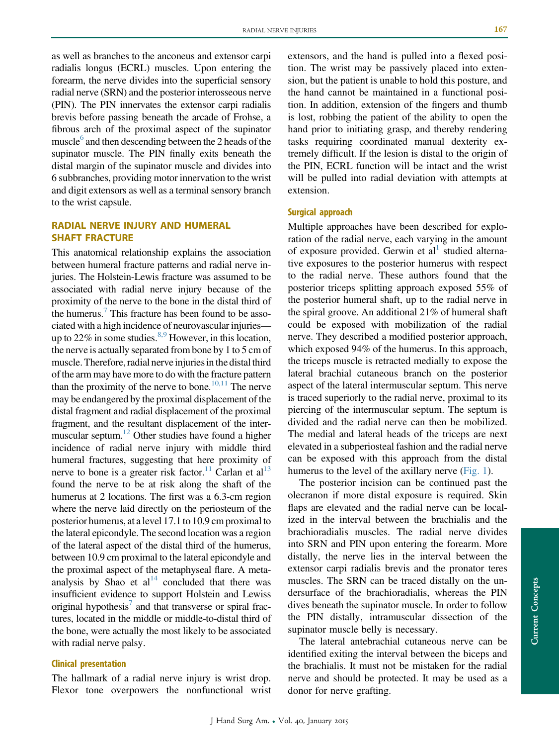as well as branches to the anconeus and extensor carpi radialis longus (ECRL) muscles. Upon entering the forearm, the nerve divides into the superficial sensory radial nerve (SRN) and the posterior interosseous nerve (PIN). The PIN innervates the extensor carpi radialis brevis before passing beneath the arcade of Frohse, a fibrous arch of the proximal aspect of the supinator muscle[6] and then descending between the 2 heads of the supinator muscle. The PIN finally exits beneath the distal margin of the supinator muscle and divides into 6 subbranches, providing motor innervation to the wrist and digit extensors as well as a terminal sensory branch to the wrist capsule.

## RADIAL NERVE INJURY AND HUMERAL SHAFT FRACTURE

This anatomical relationship explains the association between humeral fracture patterns and radial nerve injuries. The Holstein-Lewis fracture was assumed to be associated with radial nerve injury because of the proximity of the nerve to the bone in the distal third of the humerus.[7] This fracture has been found to be associated with a high incidence of neurovascular injuries—up to 22% in some studies.[8,9] However, in this location, the nerve is actually separated from bone by 1 to 5 cm of muscle. Therefore, radial nerve injuries in the distal third of the arm may have more to do with the fracture pattern than the proximity of the nerve to bone.[10,11] The nerve may be endangered by the proximal displacement of the distal fragment and radial displacement of the proximal fragment, and the resultant displacement of the intermuscular septum.[12] Other studies have found a higher incidence of radial nerve injury with middle third humeral fractures, suggesting that here proximity of nerve to bone is a greater risk factor.[11] Carlan et al[13] found the nerve to be at risk along the shaft of the humerus at 2 locations. The first was a 6.3-cm region where the nerve laid directly on the periosteum of the posterior humerus, at a level 17.1 to 10.9 cm proximal to the lateral epicondyle. The second location was a region of the lateral aspect of the distal third of the humerus, between 10.9 cm proximal to the lateral epicondyle and the proximal aspect of the metaphyseal flare. A meta-analysis by Shao et al[14] concluded that there was insufficient evidence to support Holstein and Lewiss original hypothesis[7] and that transverse or spiral fractures, located in the middle or middle-to-distal third of the bone, were actually the most likely to be associated with radial nerve palsy.

### Clinical presentation

The hallmark of a radial nerve injury is wrist drop. Flexor tone overpowers the nonfunctional wrist extensors, and the hand is pulled into a flexed position. The wrist may be passively placed into extension, but the patient is unable to hold this posture, and the hand cannot be maintained in a functional position. In addition, extension of the fingers and thumb is lost, robbing the patient of the ability to open the hand prior to initiating grasp, and thereby rendering tasks requiring coordinated manual dexterity extremely difficult. If the lesion is distal to the origin of the PIN, ECRL function will be intact and the wrist will be pulled into radial deviation with attempts at extension.

### Surgical approach

Multiple approaches have been described for exploration of the radial nerve, each varying in the amount of exposure provided. Gerwin et al[1] studied alternative exposures to the posterior humerus with respect to the radial nerve. These authors found that the posterior triceps splitting approach exposed 55% of the posterior humeral shaft, up to the radial nerve in the spiral groove. An additional 21% of humeral shaft could be exposed with mobilization of the radial nerve. They described a modified posterior approach, which exposed 94% of the humerus. In this approach, the triceps muscle is retracted medially to expose the lateral brachial cutaneous branch on the posterior aspect of the lateral intermuscular septum. This nerve is traced superiorly to the radial nerve, proximal to its piercing of the intermuscular septum. The septum is divided and the radial nerve can then be mobilized. The medial and lateral heads of the triceps are next elevated in a subperiosteal fashion and the radial nerve can be exposed with this approach from the distal humerus to the level of the axillary nerve (Fig. 1).

The posterior incision can be continued past the olecranon if more distal exposure is required. Skin flaps are elevated and the radial nerve can be localized in the interval between the brachialis and the brachioradialis muscles. The radial nerve divides into SRN and PIN upon entering the forearm. More distally, the nerve lies in the interval between the extensor carpi radialis brevis and the pronator teres muscles. The SRN can be traced distally on the undersurface of the brachioradialis, whereas the PIN dives beneath the supinator muscle. In order to follow the PIN distally, intramuscular dissection of the supinator muscle belly is necessary.

The lateral antebrachial cutaneous nerve can be identified exiting the interval between the biceps and the brachialis. It must not be mistaken for the radial nerve and should be protected. It may be used as a donor for nerve grafting.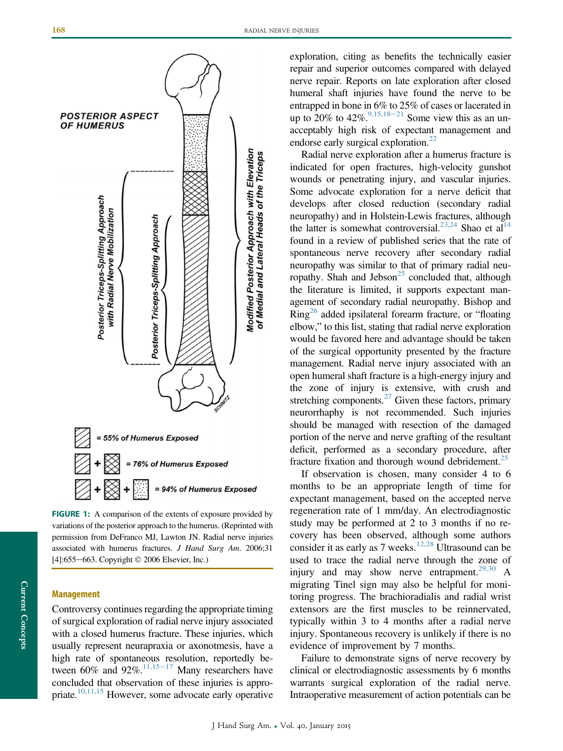FIGURE 1: A comparison of the extents of exposure provided by variations of the posterior approach to the humerus. (Reprinted with permission from DeFranco MJ, Lawton JN. Radial nerve injuries associated with humerus fractures. *J Hand Surg Am*. 2006;31[4]:655−663. Copyright © 2006 Elsevier, Inc.)

## Management

Controversy continues regarding the appropriate timing of surgical exploration of radial nerve injury associated with a closed humerus fracture. These injuries, which usually represent neurapraxia or axonotmesis, have a high rate of spontaneous resolution, reportedly between 60% and 92%.[11,15−17] Many researchers have concluded that observation of these injuries is appropriate.[10,11,15] However, some advocate early operative exploration, citing as benefits the technically easier repair and superior outcomes compared with delayed nerve repair. Reports on late exploration after closed humeral shaft injuries have found the nerve to be entrapped in bone in 6% to 25% of cases or lacerated in up to 20% to 42%.[9,15,18−21] Some view this as an unacceptably high risk of expectant management and endorse early surgical exploration.[22]

Radial nerve exploration after a humerus fracture is indicated for open fractures, high-velocity gunshot wounds or penetrating injury, and vascular injuries. Some advocate exploration for a nerve deficit that develops after closed reduction (secondary radial neuropathy) and in Holstein-Lewis fractures, although the latter is somewhat controversial.[23,24] Shao et al[14] found in a review of published series that the rate of spontaneous nerve recovery after secondary radial neuropathy was similar to that of primary radial neuropathy. Shah and Jebson[25] concluded that, although the literature is limited, it supports expectant management of secondary radial neuropathy. Bishop and Ring[26] added ipsilateral forearm fracture, or "floating elbow," to this list, stating that radial nerve exploration would be favored here and advantage should be taken of the surgical opportunity presented by the fracture management. Radial nerve injury associated with an open humeral shaft fracture is a high-energy injury and the zone of injury is extensive, with crush and stretching components.[27] Given these factors, primary neurorrhaphy is not recommended. Such injuries should be managed with resection of the damaged portion of the nerve and nerve grafting of the resultant deficit, performed as a secondary procedure, after fracture fixation and thorough wound debridement.[25]

If observation is chosen, many consider 4 to 6 months to be an appropriate length of time for expectant management, based on the accepted nerve regeneration rate of 1 mm/day. An electrodiagnostic study may be performed at 2 to 3 months if no recovery has been observed, although some authors consider it as early as 7 weeks.[12,28] Ultrasound can be used to trace the radial nerve through the zone of injury and may show nerve entrapment.[29,30] A migrating Tinel sign may also be helpful for monitoring progress. The brachioradialis and radial wrist extensors are the first muscles to be reinnervated, typically within 3 to 4 months after a radial nerve injury. Spontaneous recovery is unlikely if there is no evidence of improvement by 7 months.

Failure to demonstrate signs of nerve recovery by clinical or electrodiagnostic assessments by 6 months warrants surgical exploration of the radial nerve. Intraoperative measurement of action potentials can be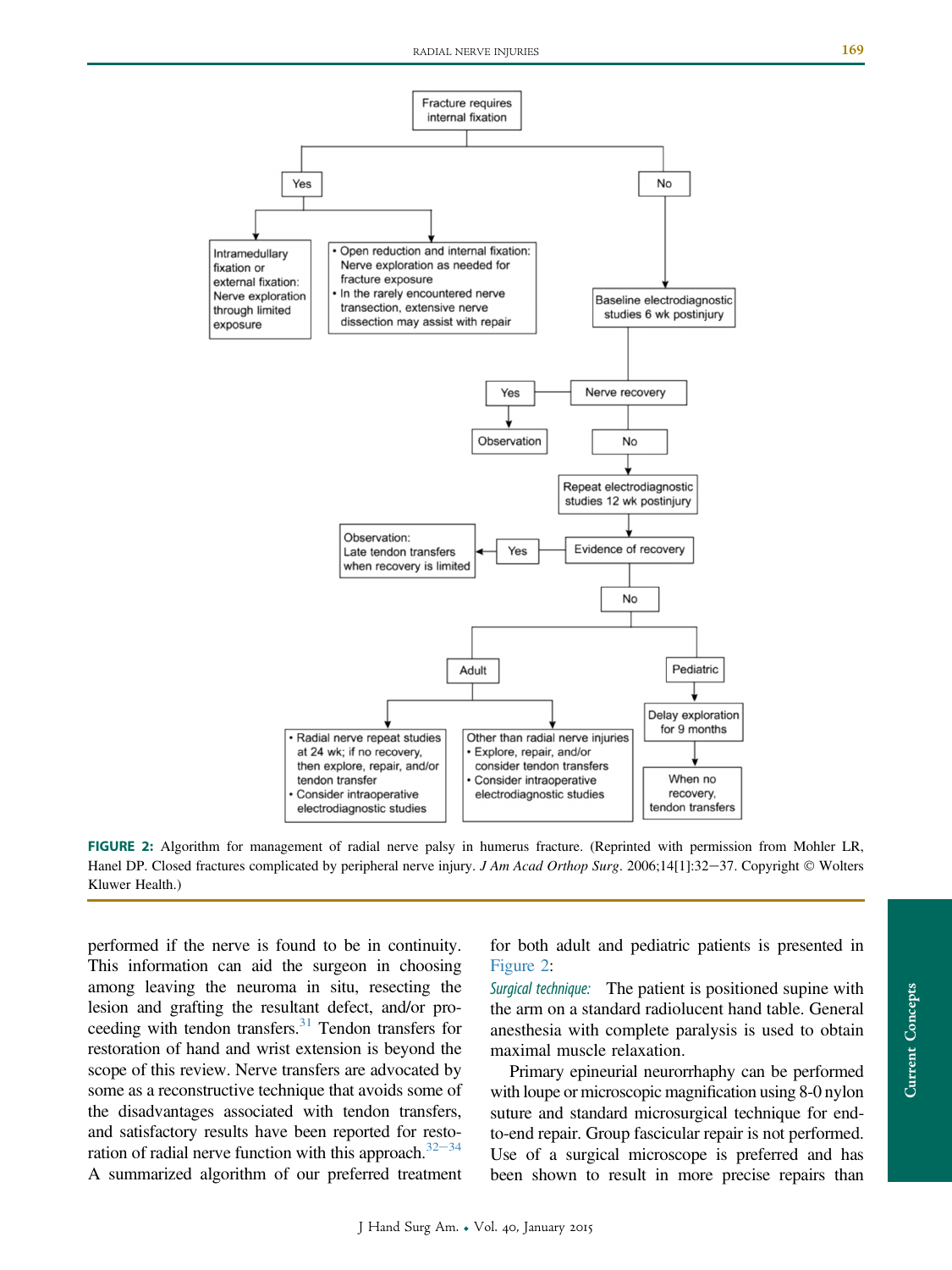Fracture requires internal fixation

- Yes
  - Intramedullary fixation or external fixation: Nerve exploration through limited exposure
  - • Open reduction and internal fixation: Nerve exploration as needed for fracture exposure
    • In the rarely encountered nerve transection, extensive nerve dissection may assist with repair
- No
  - Baseline electrodiagnostic studies 6 wk postinjury
    - Nerve recovery
      - Yes → Observation
      - No → Repeat electrodiagnostic studies 12 wk postinjury
        - Evidence of recovery
          - Yes → Observation: Late tendon transfers when recovery is limited
          - No
            - Adult
              - • Radial nerve repeat studies at 24 wk; if no recovery, then explore, repair, and/or tendon transfer
                • Consider intraoperative electrodiagnostic studies
              - Other than radial nerve injuries
                • Explore, repair, and/or consider tendon transfers
                • Consider intraoperative electrodiagnostic studies
            - Pediatric
              - Delay exploration for 9 months → When no recovery, tendon transfers

**FIGURE 2:** Algorithm for management of radial nerve palsy in humerus fracture. (Reprinted with permission from Mohler LR, Hanel DP. Closed fractures complicated by peripheral nerve injury. *J Am Acad Orthop Surg*. 2006;14[1]:32−37. Copyright © Wolters Kluwer Health.)

performed if the nerve is found to be in continuity. This information can aid the surgeon in choosing among leaving the neuroma in situ, resecting the lesion and grafting the resultant defect, and/or proceeding with tendon transfers.[31] Tendon transfers for restoration of hand and wrist extension is beyond the scope of this review. Nerve transfers are advocated by some as a reconstructive technique that avoids some of the disadvantages associated with tendon transfers, and satisfactory results have been reported for restoration of radial nerve function with this approach.[32−34] A summarized algorithm of our preferred treatment for both adult and pediatric patients is presented in Figure 2:

*Surgical technique:* The patient is positioned supine with the arm on a standard radiolucent hand table. General anesthesia with complete paralysis is used to obtain maximal muscle relaxation.

Primary epineurial neurorrhaphy can be performed with loupe or microscopic magnification using 8-0 nylon suture and standard microsurgical technique for end-to-end repair. Group fascicular repair is not performed. Use of a surgical microscope is preferred and has been shown to result in more precise repairs than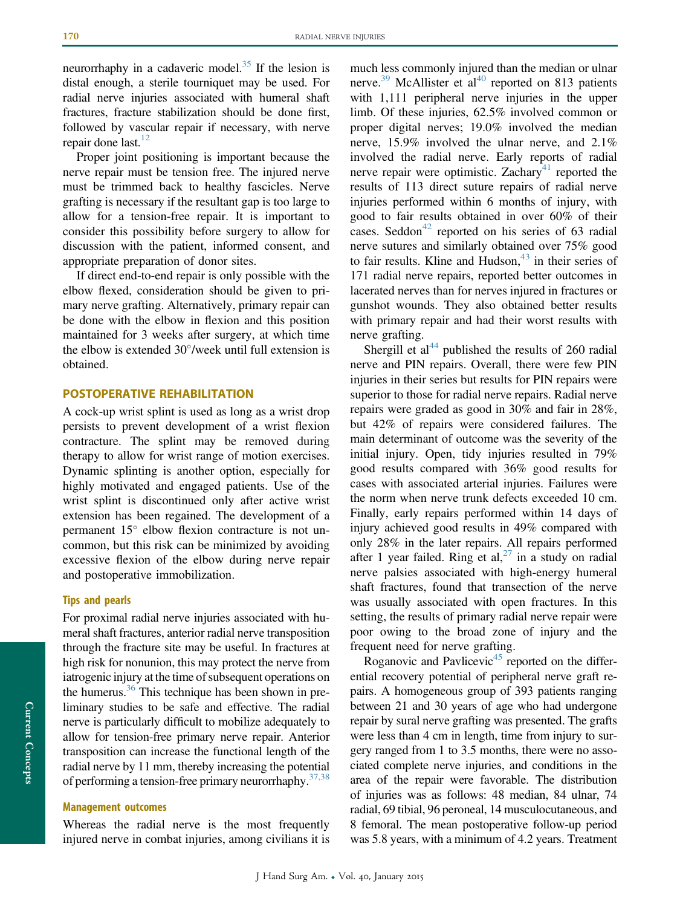neurorrhaphy in a cadaveric model.[35] If the lesion is distal enough, a sterile tourniquet may be used. For radial nerve injuries associated with humeral shaft fractures, fracture stabilization should be done first, followed by vascular repair if necessary, with nerve repair done last.[12]

Proper joint positioning is important because the nerve repair must be tension free. The injured nerve must be trimmed back to healthy fascicles. Nerve grafting is necessary if the resultant gap is too large to allow for a tension-free repair. It is important to consider this possibility before surgery to allow for discussion with the patient, informed consent, and appropriate preparation of donor sites.

If direct end-to-end repair is only possible with the elbow flexed, consideration should be given to primary nerve grafting. Alternatively, primary repair can be done with the elbow in flexion and this position maintained for 3 weeks after surgery, at which time the elbow is extended 30°/week until full extension is obtained.

## POSTOPERATIVE REHABILITATION

A cock-up wrist splint is used as long as a wrist drop persists to prevent development of a wrist flexion contracture. The splint may be removed during therapy to allow for wrist range of motion exercises. Dynamic splinting is another option, especially for highly motivated and engaged patients. Use of the wrist splint is discontinued only after active wrist extension has been regained. The development of a permanent 15° elbow flexion contracture is not uncommon, but this risk can be minimized by avoiding excessive flexion of the elbow during nerve repair and postoperative immobilization.

### Tips and pearls

For proximal radial nerve injuries associated with humeral shaft fractures, anterior radial nerve transposition through the fracture site may be useful. In fractures at high risk for nonunion, this may protect the nerve from iatrogenic injury at the time of subsequent operations on the humerus.[36] This technique has been shown in preliminary studies to be safe and effective. The radial nerve is particularly difficult to mobilize adequately to allow for tension-free primary nerve repair. Anterior transposition can increase the functional length of the radial nerve by 11 mm, thereby increasing the potential of performing a tension-free primary neurorrhaphy.[37,38]

### Management outcomes

Whereas the radial nerve is the most frequently injured nerve in combat injuries, among civilians it is much less commonly injured than the median or ulnar nerve.[39] McAllister et al[40] reported on 813 patients with 1,111 peripheral nerve injuries in the upper limb. Of these injuries, 62.5% involved common or proper digital nerves; 19.0% involved the median nerve, 15.9% involved the ulnar nerve, and 2.1% involved the radial nerve. Early reports of radial nerve repair were optimistic. Zachary[41] reported the results of 113 direct suture repairs of radial nerve injuries performed within 6 months of injury, with good to fair results obtained in over 60% of their cases. Seddon[42] reported on his series of 63 radial nerve sutures and similarly obtained over 75% good to fair results. Kline and Hudson,[43] in their series of 171 radial nerve repairs, reported better outcomes in lacerated nerves than for nerves injured in fractures or gunshot wounds. They also obtained better results with primary repair and had their worst results with nerve grafting.

Shergill et al[44] published the results of 260 radial nerve and PIN repairs. Overall, there were few PIN injuries in their series but results for PIN repairs were superior to those for radial nerve repairs. Radial nerve repairs were graded as good in 30% and fair in 28%, but 42% of repairs were considered failures. The main determinant of outcome was the severity of the initial injury. Open, tidy injuries resulted in 79% good results compared with 36% good results for cases with associated arterial injuries. Failures were the norm when nerve trunk defects exceeded 10 cm. Finally, early repairs performed within 14 days of injury achieved good results in 49% compared with only 28% in the later repairs. All repairs performed after 1 year failed. Ring et al,[27] in a study on radial nerve palsies associated with high-energy humeral shaft fractures, found that transection of the nerve was usually associated with open fractures. In this setting, the results of primary radial nerve repair were poor owing to the broad zone of injury and the frequent need for nerve grafting.

Roganovic and Pavlicevic[45] reported on the differential recovery potential of peripheral nerve graft repairs. A homogeneous group of 393 patients ranging between 21 and 30 years of age who had undergone repair by sural nerve grafting was presented. The grafts were less than 4 cm in length, time from injury to surgery ranged from 1 to 3.5 months, there were no associated complete nerve injuries, and conditions in the area of the repair were favorable. The distribution of injuries was as follows: 48 median, 84 ulnar, 74 radial, 69 tibial, 96 peroneal, 14 musculocutaneous, and 8 femoral. The mean postoperative follow-up period was 5.8 years, with a minimum of 4.2 years. Treatment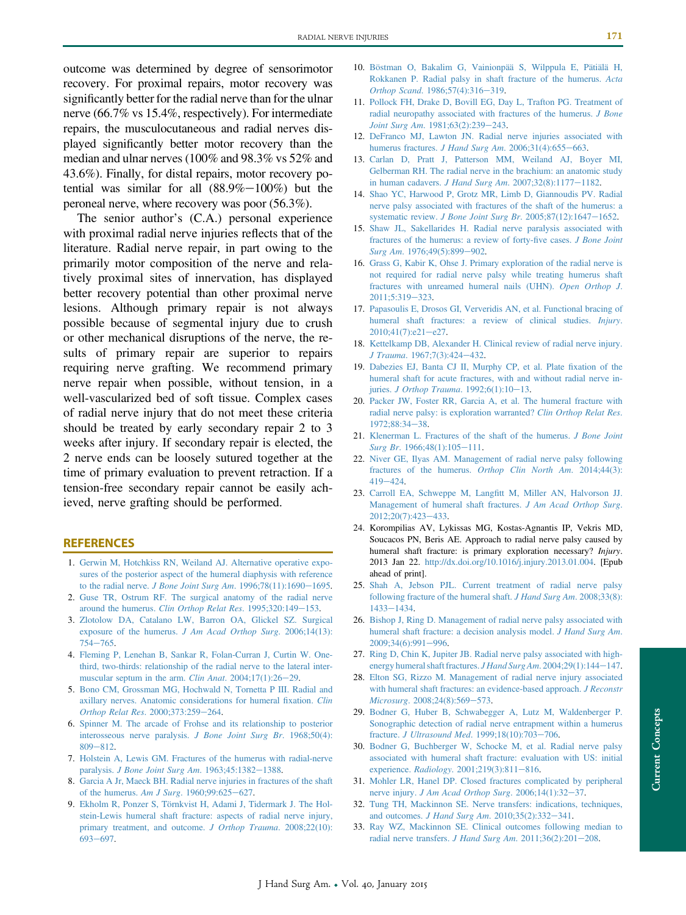outcome was determined by degree of sensorimotor recovery. For proximal repairs, motor recovery was significantly better for the radial nerve than for the ulnar nerve (66.7% vs 15.4%, respectively). For intermediate repairs, the musculocutaneous and radial nerves displayed significantly better motor recovery than the median and ulnar nerves (100% and 98.3% vs 52% and 43.6%). Finally, for distal repairs, motor recovery potential was similar for all (88.9%−100%) but the peroneal nerve, where recovery was poor (56.3%).

The senior author's (C.A.) personal experience with proximal radial nerve injuries reflects that of the literature. Radial nerve repair, in part owing to the primarily motor composition of the nerve and relatively proximal sites of innervation, has displayed better recovery potential than other proximal nerve lesions. Although primary repair is not always possible because of segmental injury due to crush or other mechanical disruptions of the nerve, the results of primary repair are superior to repairs requiring nerve grafting. We recommend primary nerve repair when possible, without tension, in a well-vascularized bed of soft tissue. Complex cases of radial nerve injury that do not meet these criteria should be treated by early secondary repair 2 to 3 weeks after injury. If secondary repair is elected, the 2 nerve ends can be loosely sutured together at the time of primary evaluation to prevent retraction. If a tension-free secondary repair cannot be easily achieved, nerve grafting should be performed.

## REFERENCES

1. Gerwin M, Hotchkiss RN, Weiland AJ. Alternative operative exposures of the posterior aspect of the humeral diaphysis with reference to the radial nerve. *J Bone Joint Surg Am*. 1996;78(11):1690−1695.
2. Guse TR, Ostrum RF. The surgical anatomy of the radial nerve around the humerus. *Clin Orthop Relat Res*. 1995;320:149−153.
3. Zlotolow DA, Catalano LW, Barron OA, Glickel SZ. Surgical exposure of the humerus. *J Am Acad Orthop Surg*. 2006;14(13):754−765.
4. Fleming P, Lenehan B, Sankar R, Folan-Curran J, Curtin W. One-third, two-thirds: relationship of the radial nerve to the lateral intermuscular septum in the arm. *Clin Anat*. 2004;17(1):26−29.
5. Bono CM, Grossman MG, Hochwald N, Tornetta P III. Radial and axillary nerves. Anatomic considerations for humeral fixation. *Clin Orthop Relat Res*. 2000;373:259−264.
6. Spinner M. The arcade of Frohse and its relationship to posterior interosseous nerve paralysis. *J Bone Joint Surg Br*. 1968;50(4):809−812.
7. Holstein A, Lewis GM. Fractures of the humerus with radial-nerve paralysis. *J Bone Joint Surg Am*. 1963;45:1382−1388.
8. Garcia A Jr, Maeck BH. Radial nerve injuries in fractures of the shaft of the humerus. *Am J Surg*. 1960;99:625−627.
9. Ekholm R, Ponzer S, Törnkvist H, Adami J, Tidermark J. The Holstein-Lewis humeral shaft fracture: aspects of radial nerve injury, primary treatment, and outcome. *J Orthop Trauma*. 2008;22(10):693−697.
10. Böstman O, Bakalim G, Vainionpää S, Wilppula E, Pätiälä H, Rokkanen P. Radial palsy in shaft fracture of the humerus. *Acta Orthop Scand*. 1986;57(4):316−319.
11. Pollock FH, Drake D, Bovill EG, Day L, Trafton PG. Treatment of radial neuropathy associated with fractures of the humerus. *J Bone Joint Surg Am*. 1981;63(2):239−243.
12. DeFranco MJ, Lawton JN. Radial nerve injuries associated with humerus fractures. *J Hand Surg Am*. 2006;31(4):655−663.
13. Carlan D, Pratt J, Patterson MM, Weiland AJ, Boyer MI, Gelberman RH. The radial nerve in the brachium: an anatomic study in human cadavers. *J Hand Surg Am*. 2007;32(8):1177−1182.
14. Shao YC, Harwood P, Grotz MR, Limb D, Giannoudis PV. Radial nerve palsy associated with fractures of the shaft of the humerus: a systematic review. *J Bone Joint Surg Br*. 2005;87(12):1647−1652.
15. Shaw JL, Sakellarides H. Radial nerve paralysis associated with fractures of the humerus: a review of forty-five cases. *J Bone Joint Surg Am*. 1976;49(5):899−902.
16. Grass G, Kabir K, Ohse J. Primary exploration of the radial nerve is not required for radial nerve palsy while treating humerus shaft fractures with unreamed humeral nails (UHN). *Open Orthop J*. 2011;5:319−323.
17. Papasoulis E, Drosos GI, Ververidis AN, et al. Functional bracing of humeral shaft fractures: a review of clinical studies. *Injury*. 2010;41(7):e21−e27.
18. Kettelkamp DB, Alexander H. Clinical review of radial nerve injury. *J Trauma*. 1967;7(3):424−432.
19. Dabezies EJ, Banta CJ II, Murphy CP, et al. Plate fixation of the humeral shaft for acute fractures, with and without radial nerve injuries. *J Orthop Trauma*. 1992;6(1):10−13.
20. Packer JW, Foster RR, Garcia A, et al. The humeral fracture with radial nerve palsy: is exploration warranted? *Clin Orthop Relat Res*. 1972;88:34−38.
21. Klenerman L. Fractures of the shaft of the humerus. *J Bone Joint Surg Br*. 1966;48(1):105−111.
22. Niver GE, Ilyas AM. Management of radial nerve palsy following fractures of the humerus. *Orthop Clin North Am*. 2014;44(3):419−424.
23. Carroll EA, Schweppe M, Langfitt M, Miller AN, Halvorson JJ. Management of humeral shaft fractures. *J Am Acad Orthop Surg*. 2012;20(7):423−433.
24. Korompilias AV, Lykissas MG, Kostas-Agnantis IP, Vekris MD, Soucacos PN, Beris AE. Approach to radial nerve palsy caused by humeral shaft fracture: is primary exploration necessary? *Injury*. 2013 Jan 22. http://dx.doi.org/10.1016/j.injury.2013.01.004. [Epub ahead of print].
25. Shah A, Jebson PJL. Current treatment of radial nerve palsy following fracture of the humeral shaft. *J Hand Surg Am*. 2008;33(8):1433−1434.
26. Bishop J, Ring D. Management of radial nerve palsy associated with humeral shaft fracture: a decision analysis model. *J Hand Surg Am*. 2009;34(6):991−996.
27. Ring D, Chin K, Jupiter JB. Radial nerve palsy associated with high-energy humeral shaft fractures. *J Hand Surg Am*. 2004;29(1):144−147.
28. Elton SG, Rizzo M. Management of radial nerve injury associated with humeral shaft fractures: an evidence-based approach. *J Reconstr Microsurg*. 2008;24(8):569−573.
29. Bodner G, Huber B, Schwabegger A, Lutz M, Waldenberger P. Sonographic detection of radial nerve entrapment within a humerus fracture. *J Ultrasound Med*. 1999;18(10):703−706.
30. Bodner G, Buchberger W, Schocke M, et al. Radial nerve palsy associated with humeral shaft fracture: evaluation with US: initial experience. *Radiology*. 2001;219(3):811−816.
31. Mohler LR, Hanel DP. Closed fractures complicated by peripheral nerve injury. *J Am Acad Orthop Surg*. 2006;14(1):32−37.
32. Tung TH, Mackinnon SE. Nerve transfers: indications, techniques, and outcomes. *J Hand Surg Am*. 2010;35(2):332−341.
33. Ray WZ, Mackinnon SE. Clinical outcomes following median to radial nerve transfers. *J Hand Surg Am*. 2011;36(2):201−208.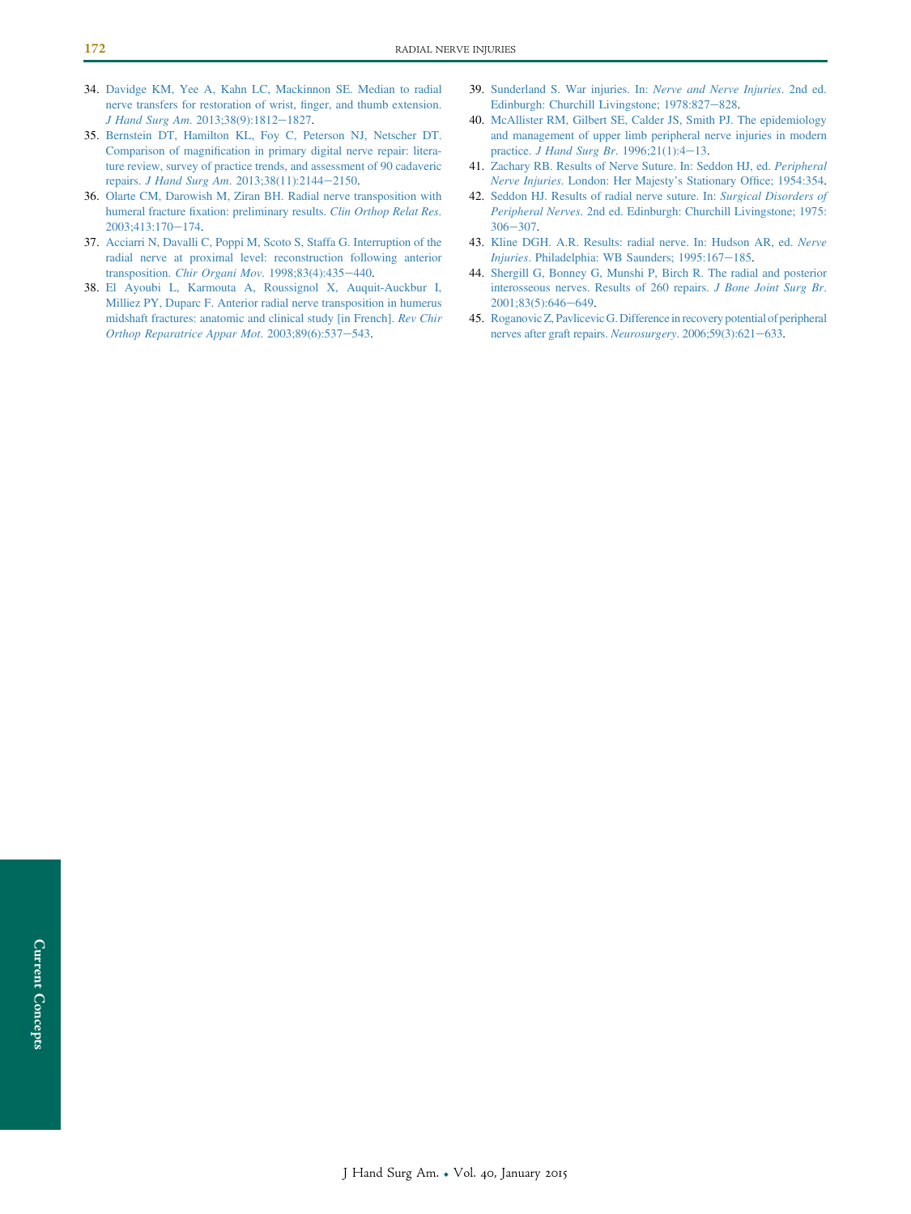34. Davidge KM, Yee A, Kahn LC, Mackinnon SE. Median to radial nerve transfers for restoration of wrist, finger, and thumb extension. *J Hand Surg Am*. 2013;38(9):1812–1827.
35. Bernstein DT, Hamilton KL, Foy C, Peterson NJ, Netscher DT. Comparison of magnification in primary digital nerve repair: literature review, survey of practice trends, and assessment of 90 cadaveric repairs. *J Hand Surg Am*. 2013;38(11):2144–2150.
36. Olarte CM, Darowish M, Ziran BH. Radial nerve transposition with humeral fracture fixation: preliminary results. *Clin Orthop Relat Res*. 2003;413:170–174.
37. Acciarri N, Davalli C, Poppi M, Scoto S, Staffa G. Interruption of the radial nerve at proximal level: reconstruction following anterior transposition. *Chir Organi Mov*. 1998;83(4):435–440.
38. El Ayoubi L, Karmouta A, Roussignol X, Auquit-Auckbur I, Milliez PY, Duparc F. Anterior radial nerve transposition in humerus midshaft fractures: anatomic and clinical study [in French]. *Rev Chir Orthop Reparatrice Appar Mot*. 2003;89(6):537–543.
39. Sunderland S. War injuries. In: *Nerve and Nerve Injuries*. 2nd ed. Edinburgh: Churchill Livingstone; 1978:827–828.
40. McAllister RM, Gilbert SE, Calder JS, Smith PJ. The epidemiology and management of upper limb peripheral nerve injuries in modern practice. *J Hand Surg Br*. 1996;21(1):4–13.
41. Zachary RB. Results of Nerve Suture. In: Seddon HJ, ed. *Peripheral Nerve Injuries*. London: Her Majesty's Stationary Office; 1954:354.
42. Seddon HJ. Results of radial nerve suture. In: *Surgical Disorders of Peripheral Nerves*. 2nd ed. Edinburgh: Churchill Livingstone; 1975: 306–307.
43. Kline DGH. A.R. Results: radial nerve. In: Hudson AR, ed. *Nerve Injuries*. Philadelphia: WB Saunders; 1995:167–185.
44. Shergill G, Bonney G, Munshi P, Birch R. The radial and posterior interosseous nerves. Results of 260 repairs. *J Bone Joint Surg Br*. 2001;83(5):646–649.
45. Roganovic Z, Pavlicevic G. Difference in recovery potential of peripheral nerves after graft repairs. *Neurosurgery*. 2006;59(3):621–633.